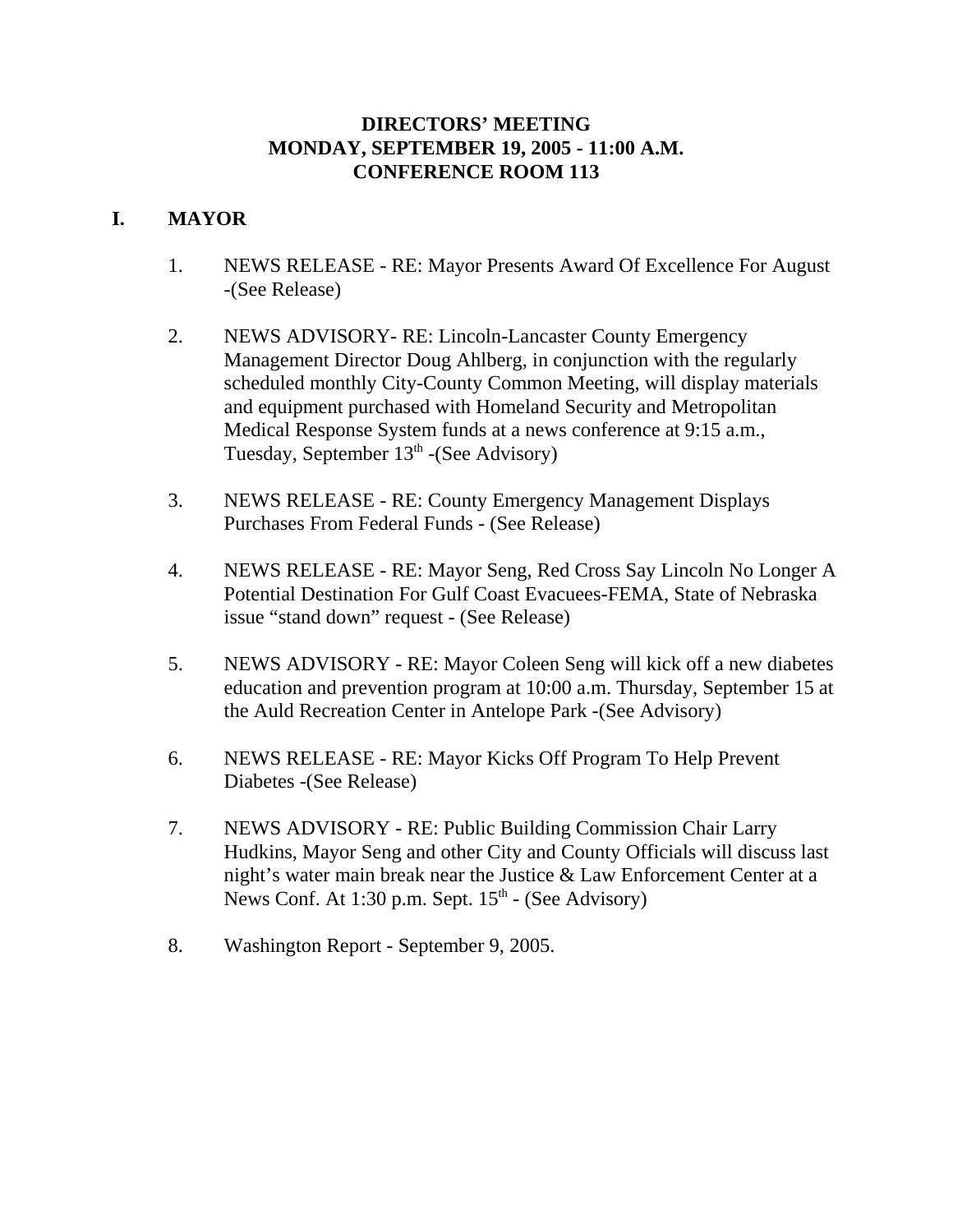# DIRECTORS' MEETING
# MONDAY, SEPTEMBER 19, 2005 - 11:00 A.M.
# CONFERENCE ROOM 113

## I. MAYOR

1. NEWS RELEASE - RE: Mayor Presents Award Of Excellence For August -(See Release)

2. NEWS ADVISORY- RE: Lincoln-Lancaster County Emergency Management Director Doug Ahlberg, in conjunction with the regularly scheduled monthly City-County Common Meeting, will display materials and equipment purchased with Homeland Security and Metropolitan Medical Response System funds at a news conference at 9:15 a.m., Tuesday, September 13th -(See Advisory)

3. NEWS RELEASE - RE: County Emergency Management Displays Purchases From Federal Funds - (See Release)

4. NEWS RELEASE - RE: Mayor Seng, Red Cross Say Lincoln No Longer A Potential Destination For Gulf Coast Evacuees-FEMA, State of Nebraska issue "stand down" request - (See Release)

5. NEWS ADVISORY - RE: Mayor Coleen Seng will kick off a new diabetes education and prevention program at 10:00 a.m. Thursday, September 15 at the Auld Recreation Center in Antelope Park -(See Advisory)

6. NEWS RELEASE - RE: Mayor Kicks Off Program To Help Prevent Diabetes -(See Release)

7. NEWS ADVISORY - RE: Public Building Commission Chair Larry Hudkins, Mayor Seng and other City and County Officials will discuss last night's water main break near the Justice & Law Enforcement Center at a News Conf. At 1:30 p.m. Sept. 15th - (See Advisory)

8. Washington Report - September 9, 2005.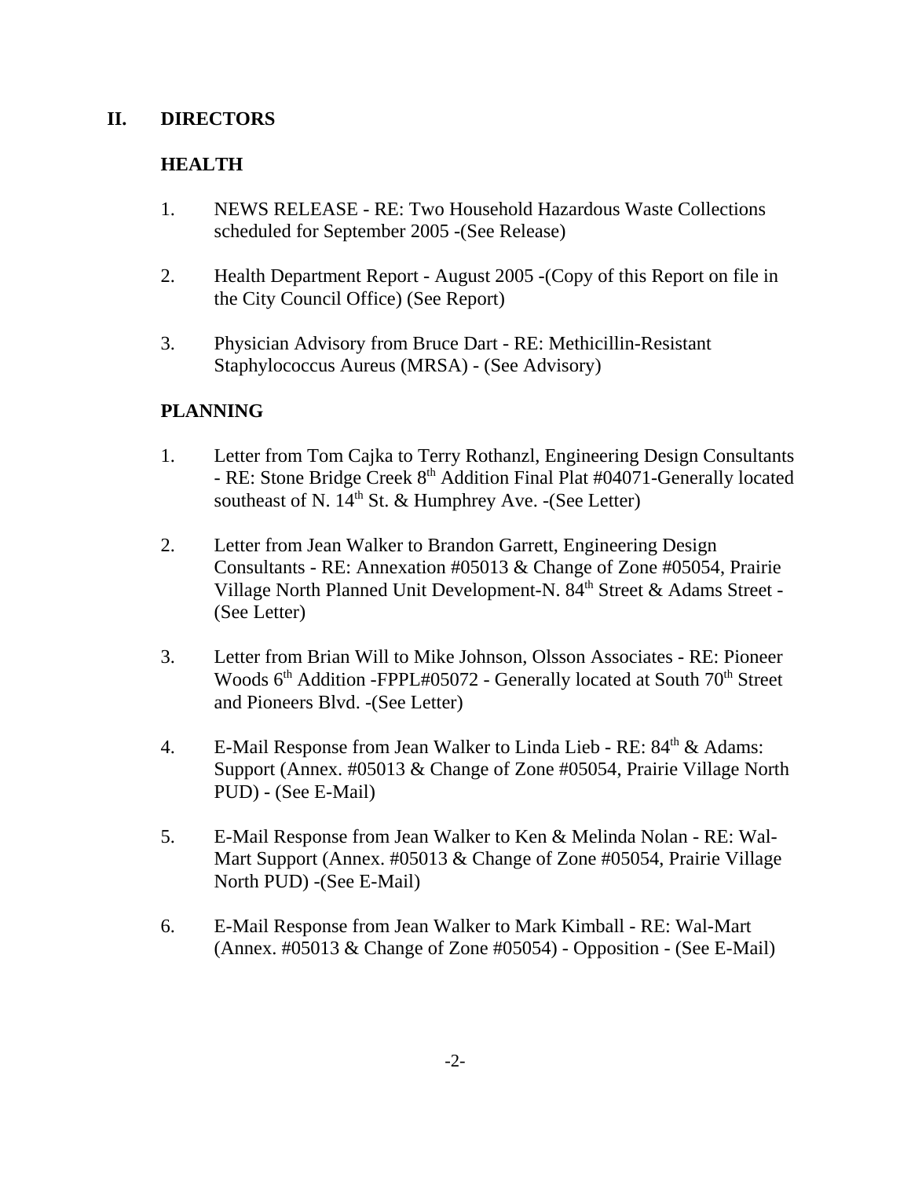## II. DIRECTORS

### HEALTH

1. NEWS RELEASE - RE: Two Household Hazardous Waste Collections scheduled for September 2005 -(See Release)

2. Health Department Report - August 2005 -(Copy of this Report on file in the City Council Office) (See Report)

3. Physician Advisory from Bruce Dart - RE: Methicillin-Resistant Staphylococcus Aureus (MRSA) - (See Advisory)

### PLANNING

1. Letter from Tom Cajka to Terry Rothanzl, Engineering Design Consultants - RE: Stone Bridge Creek 8th Addition Final Plat #04071-Generally located southeast of N. 14th St. & Humphrey Ave. -(See Letter)

2. Letter from Jean Walker to Brandon Garrett, Engineering Design Consultants - RE: Annexation #05013 & Change of Zone #05054, Prairie Village North Planned Unit Development-N. 84th Street & Adams Street - (See Letter)

3. Letter from Brian Will to Mike Johnson, Olsson Associates - RE: Pioneer Woods 6th Addition -FPPL#05072 - Generally located at South 70th Street and Pioneers Blvd. -(See Letter)

4. E-Mail Response from Jean Walker to Linda Lieb - RE: 84th & Adams: Support (Annex. #05013 & Change of Zone #05054, Prairie Village North PUD) - (See E-Mail)

5. E-Mail Response from Jean Walker to Ken & Melinda Nolan - RE: Wal-Mart Support (Annex. #05013 & Change of Zone #05054, Prairie Village North PUD) -(See E-Mail)

6. E-Mail Response from Jean Walker to Mark Kimball - RE: Wal-Mart (Annex. #05013 & Change of Zone #05054) - Opposition - (See E-Mail)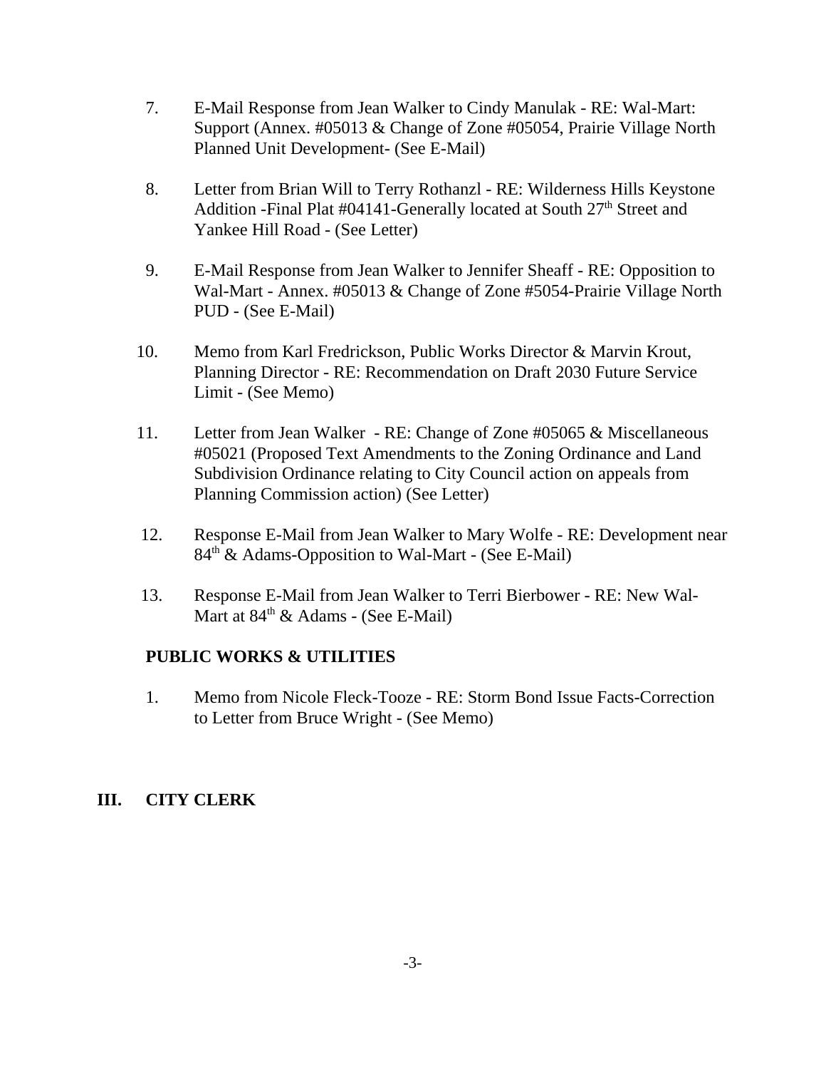7. E-Mail Response from Jean Walker to Cindy Manulak - RE: Wal-Mart: Support (Annex. #05013 & Change of Zone #05054, Prairie Village North Planned Unit Development- (See E-Mail)

8. Letter from Brian Will to Terry Rothanzl - RE: Wilderness Hills Keystone Addition -Final Plat #04141-Generally located at South 27th Street and Yankee Hill Road - (See Letter)

9. E-Mail Response from Jean Walker to Jennifer Sheaff - RE: Opposition to Wal-Mart - Annex. #05013 & Change of Zone #5054-Prairie Village North PUD - (See E-Mail)

10. Memo from Karl Fredrickson, Public Works Director & Marvin Krout, Planning Director - RE: Recommendation on Draft 2030 Future Service Limit - (See Memo)

11. Letter from Jean Walker - RE: Change of Zone #05065 & Miscellaneous #05021 (Proposed Text Amendments to the Zoning Ordinance and Land Subdivision Ordinance relating to City Council action on appeals from Planning Commission action) (See Letter)

12. Response E-Mail from Jean Walker to Mary Wolfe - RE: Development near 84th & Adams-Opposition to Wal-Mart - (See E-Mail)

13. Response E-Mail from Jean Walker to Terri Bierbower - RE: New Wal-Mart at 84th & Adams - (See E-Mail)

**PUBLIC WORKS & UTILITIES**

1. Memo from Nicole Fleck-Tooze - RE: Storm Bond Issue Facts-Correction to Letter from Bruce Wright - (See Memo)

## III. CITY CLERK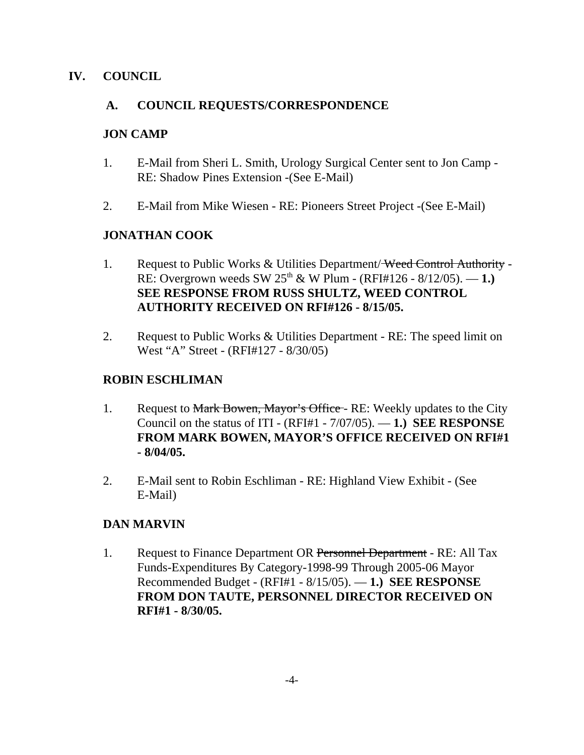# IV. COUNCIL

## A. COUNCIL REQUESTS/CORRESPONDENCE

### JON CAMP

1. E-Mail from Sheri L. Smith, Urology Surgical Center sent to Jon Camp - RE: Shadow Pines Extension -(See E-Mail)

2. E-Mail from Mike Wiesen - RE: Pioneers Street Project -(See E-Mail)

### JONATHAN COOK

1. Request to Public Works & Utilities Department/ ~~Weed Control Authority~~ - RE: Overgrown weeds SW 25th & W Plum - (RFI#126 - 8/12/05). — **1.) SEE RESPONSE FROM RUSS SHULTZ, WEED CONTROL AUTHORITY RECEIVED ON RFI#126 - 8/15/05.**

2. Request to Public Works & Utilities Department - RE: The speed limit on West "A" Street - (RFI#127 - 8/30/05)

### ROBIN ESCHLIMAN

1. Request to ~~Mark Bowen, Mayor's Office~~ - RE: Weekly updates to the City Council on the status of ITI - (RFI#1 - 7/07/05). — **1.) SEE RESPONSE FROM MARK BOWEN, MAYOR'S OFFICE RECEIVED ON RFI#1 - 8/04/05.**

2. E-Mail sent to Robin Eschliman - RE: Highland View Exhibit - (See E-Mail)

### DAN MARVIN

1. Request to Finance Department OR ~~Personnel Department~~ - RE: All Tax Funds-Expenditures By Category-1998-99 Through 2005-06 Mayor Recommended Budget - (RFI#1 - 8/15/05). — **1.) SEE RESPONSE FROM DON TAUTE, PERSONNEL DIRECTOR RECEIVED ON RFI#1 - 8/30/05.**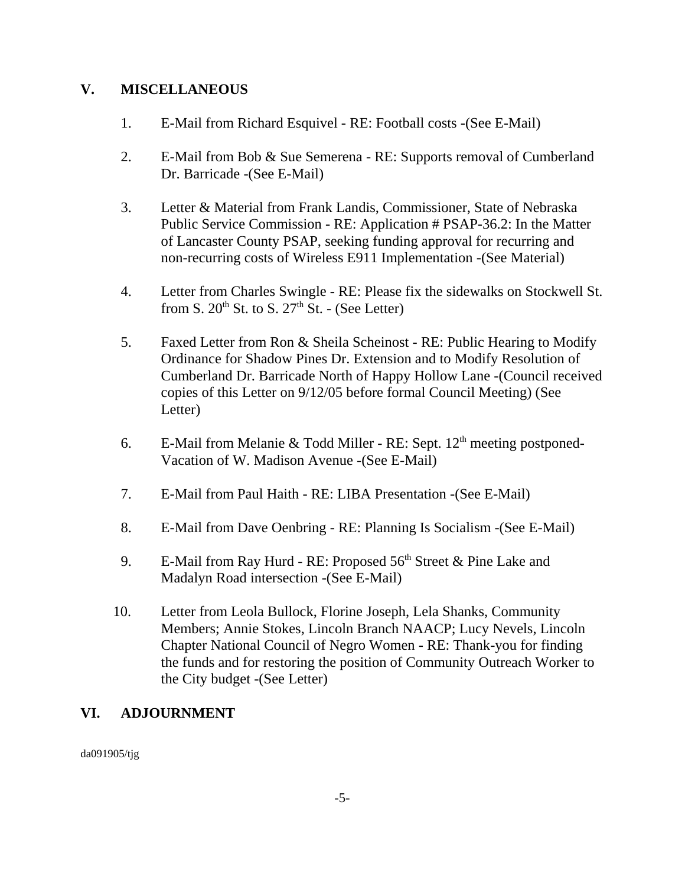## V. MISCELLANEOUS

1. E-Mail from Richard Esquivel - RE: Football costs -(See E-Mail)

2. E-Mail from Bob & Sue Semerena - RE: Supports removal of Cumberland Dr. Barricade -(See E-Mail)

3. Letter & Material from Frank Landis, Commissioner, State of Nebraska Public Service Commission - RE: Application # PSAP-36.2: In the Matter of Lancaster County PSAP, seeking funding approval for recurring and non-recurring costs of Wireless E911 Implementation -(See Material)

4. Letter from Charles Swingle - RE: Please fix the sidewalks on Stockwell St. from S. 20th St. to S. 27th St. - (See Letter)

5. Faxed Letter from Ron & Sheila Scheinost - RE: Public Hearing to Modify Ordinance for Shadow Pines Dr. Extension and to Modify Resolution of Cumberland Dr. Barricade North of Happy Hollow Lane -(Council received copies of this Letter on 9/12/05 before formal Council Meeting) (See Letter)

6. E-Mail from Melanie & Todd Miller - RE: Sept. 12th meeting postponed-Vacation of W. Madison Avenue -(See E-Mail)

7. E-Mail from Paul Haith - RE: LIBA Presentation -(See E-Mail)

8. E-Mail from Dave Oenbring - RE: Planning Is Socialism -(See E-Mail)

9. E-Mail from Ray Hurd - RE: Proposed 56th Street & Pine Lake and Madalyn Road intersection -(See E-Mail)

10. Letter from Leola Bullock, Florine Joseph, Lela Shanks, Community Members; Annie Stokes, Lincoln Branch NAACP; Lucy Nevels, Lincoln Chapter National Council of Negro Women - RE: Thank-you for finding the funds and for restoring the position of Community Outreach Worker to the City budget -(See Letter)

## VI. ADJOURNMENT

da091905/tjg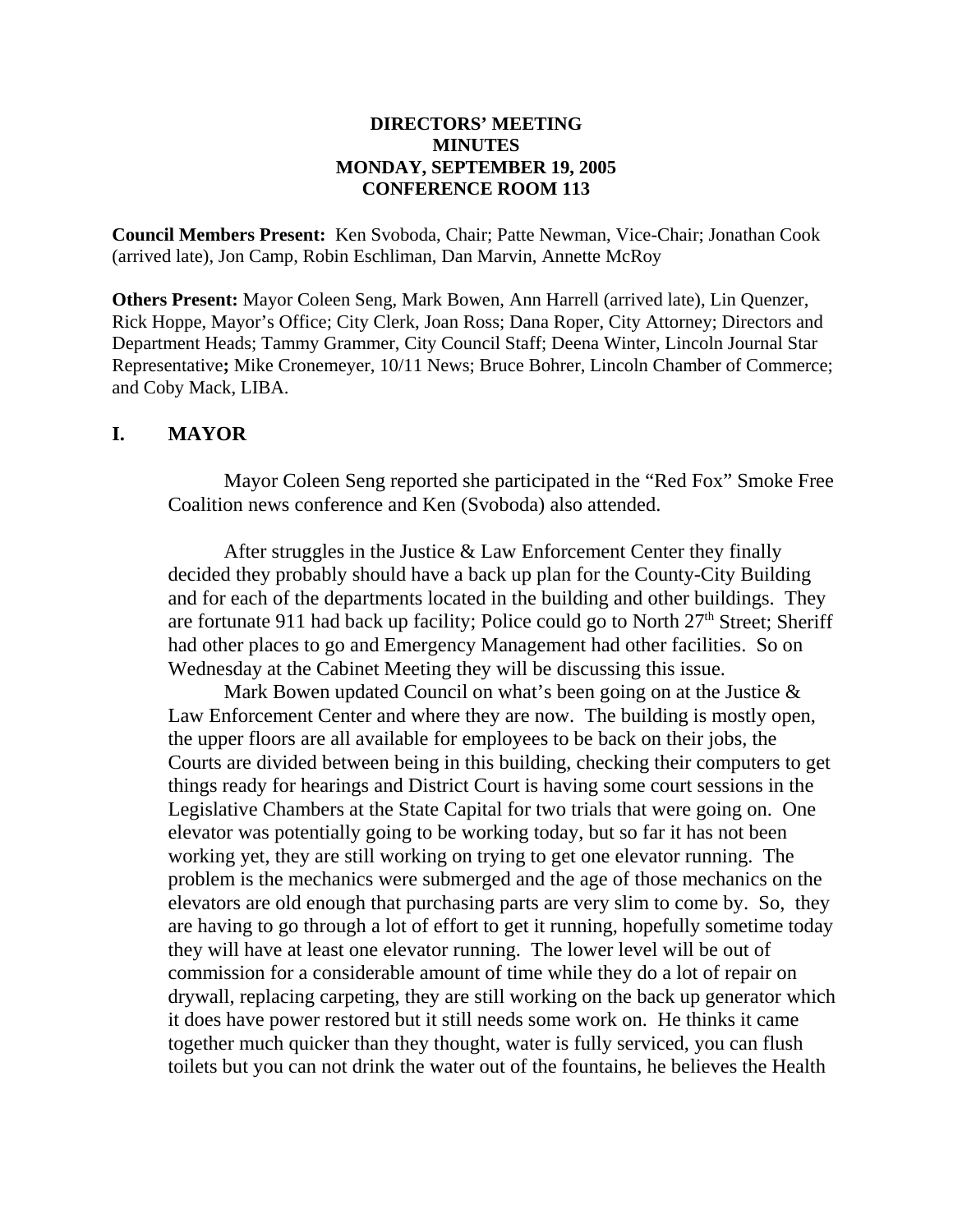**DIRECTORS' MEETING**
**MINUTES**
**MONDAY, SEPTEMBER 19, 2005**
**CONFERENCE ROOM 113**

**Council Members Present:** Ken Svoboda, Chair; Patte Newman, Vice-Chair; Jonathan Cook (arrived late), Jon Camp, Robin Eschliman, Dan Marvin, Annette McRoy

**Others Present:** Mayor Coleen Seng, Mark Bowen, Ann Harrell (arrived late), Lin Quenzer, Rick Hoppe, Mayor's Office; City Clerk, Joan Ross; Dana Roper, City Attorney; Directors and Department Heads; Tammy Grammer, City Council Staff; Deena Winter, Lincoln Journal Star Representative**;** Mike Cronemeyer, 10/11 News; Bruce Bohrer, Lincoln Chamber of Commerce; and Coby Mack, LIBA.

## I. MAYOR

Mayor Coleen Seng reported she participated in the "Red Fox" Smoke Free Coalition news conference and Ken (Svoboda) also attended.

After struggles in the Justice & Law Enforcement Center they finally decided they probably should have a back up plan for the County-City Building and for each of the departments located in the building and other buildings. They are fortunate 911 had back up facility; Police could go to North 27th Street; Sheriff had other places to go and Emergency Management had other facilities. So on Wednesday at the Cabinet Meeting they will be discussing this issue.

Mark Bowen updated Council on what's been going on at the Justice & Law Enforcement Center and where they are now. The building is mostly open, the upper floors are all available for employees to be back on their jobs, the Courts are divided between being in this building, checking their computers to get things ready for hearings and District Court is having some court sessions in the Legislative Chambers at the State Capital for two trials that were going on. One elevator was potentially going to be working today, but so far it has not been working yet, they are still working on trying to get one elevator running. The problem is the mechanics were submerged and the age of those mechanics on the elevators are old enough that purchasing parts are very slim to come by. So, they are having to go through a lot of effort to get it running, hopefully sometime today they will have at least one elevator running. The lower level will be out of commission for a considerable amount of time while they do a lot of repair on drywall, replacing carpeting, they are still working on the back up generator which it does have power restored but it still needs some work on. He thinks it came together much quicker than they thought, water is fully serviced, you can flush toilets but you can not drink the water out of the fountains, he believes the Health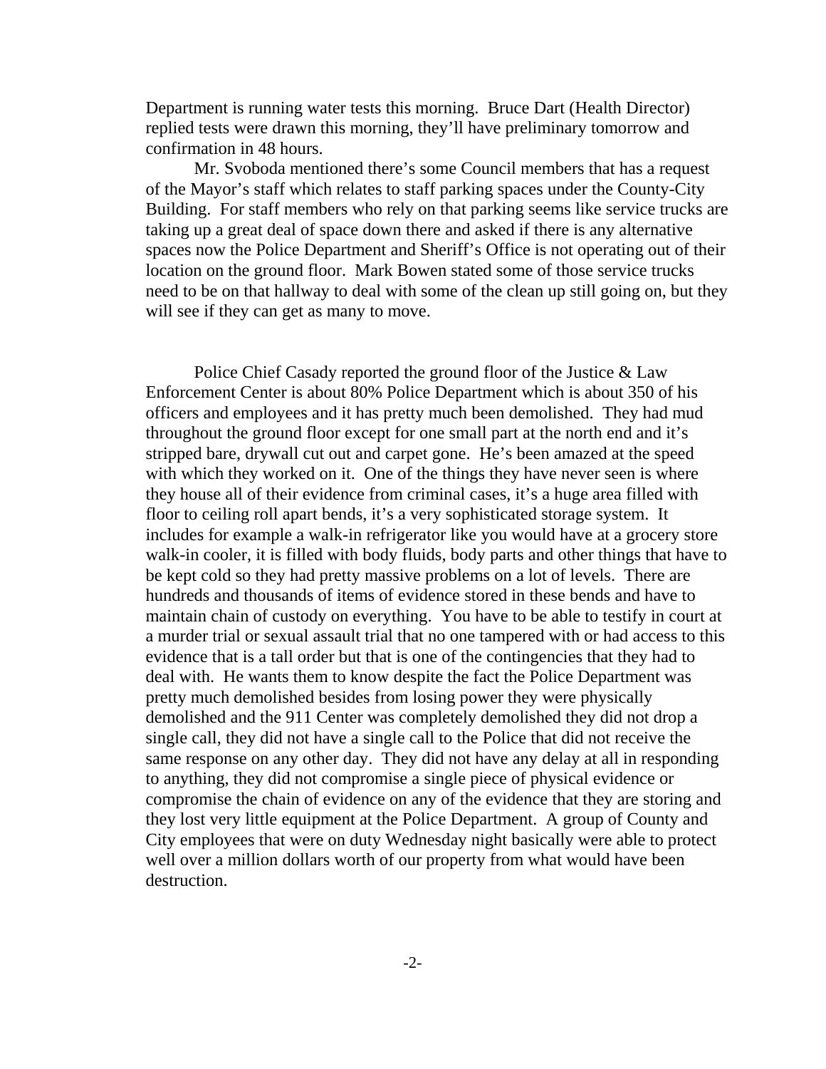Department is running water tests this morning. Bruce Dart (Health Director) replied tests were drawn this morning, they'll have preliminary tomorrow and confirmation in 48 hours.

Mr. Svoboda mentioned there's some Council members that has a request of the Mayor's staff which relates to staff parking spaces under the County-City Building. For staff members who rely on that parking seems like service trucks are taking up a great deal of space down there and asked if there is any alternative spaces now the Police Department and Sheriff's Office is not operating out of their location on the ground floor. Mark Bowen stated some of those service trucks need to be on that hallway to deal with some of the clean up still going on, but they will see if they can get as many to move.

Police Chief Casady reported the ground floor of the Justice & Law Enforcement Center is about 80% Police Department which is about 350 of his officers and employees and it has pretty much been demolished. They had mud throughout the ground floor except for one small part at the north end and it's stripped bare, drywall cut out and carpet gone. He's been amazed at the speed with which they worked on it. One of the things they have never seen is where they house all of their evidence from criminal cases, it's a huge area filled with floor to ceiling roll apart bends, it's a very sophisticated storage system. It includes for example a walk-in refrigerator like you would have at a grocery store walk-in cooler, it is filled with body fluids, body parts and other things that have to be kept cold so they had pretty massive problems on a lot of levels. There are hundreds and thousands of items of evidence stored in these bends and have to maintain chain of custody on everything. You have to be able to testify in court at a murder trial or sexual assault trial that no one tampered with or had access to this evidence that is a tall order but that is one of the contingencies that they had to deal with. He wants them to know despite the fact the Police Department was pretty much demolished besides from losing power they were physically demolished and the 911 Center was completely demolished they did not drop a single call, they did not have a single call to the Police that did not receive the same response on any other day. They did not have any delay at all in responding to anything, they did not compromise a single piece of physical evidence or compromise the chain of evidence on any of the evidence that they are storing and they lost very little equipment at the Police Department. A group of County and City employees that were on duty Wednesday night basically were able to protect well over a million dollars worth of our property from what would have been destruction.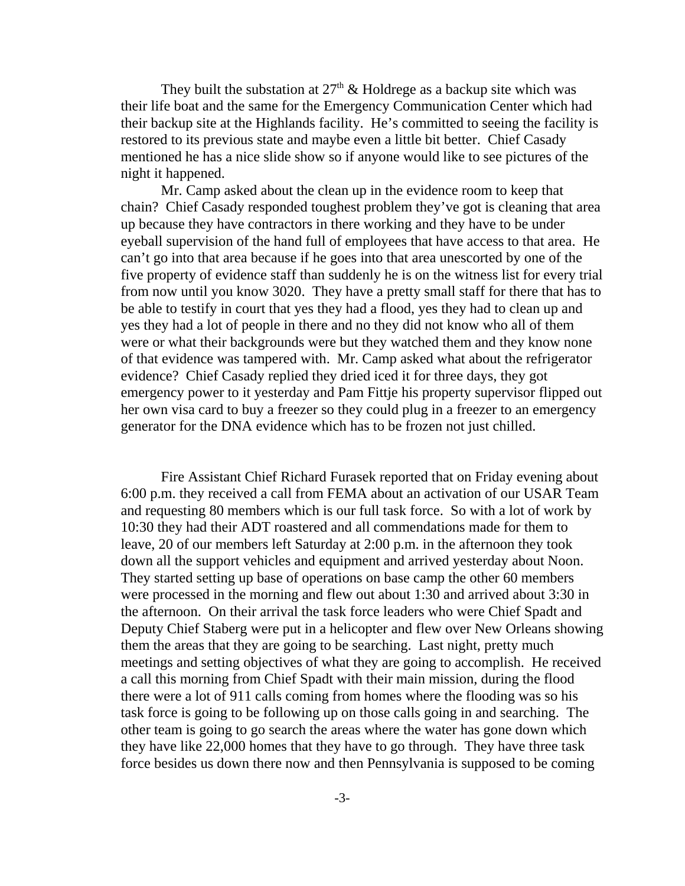They built the substation at 27th & Holdrege as a backup site which was their life boat and the same for the Emergency Communication Center which had their backup site at the Highlands facility. He's committed to seeing the facility is restored to its previous state and maybe even a little bit better. Chief Casady mentioned he has a nice slide show so if anyone would like to see pictures of the night it happened.

Mr. Camp asked about the clean up in the evidence room to keep that chain? Chief Casady responded toughest problem they've got is cleaning that area up because they have contractors in there working and they have to be under eyeball supervision of the hand full of employees that have access to that area. He can't go into that area because if he goes into that area unescorted by one of the five property of evidence staff than suddenly he is on the witness list for every trial from now until you know 3020. They have a pretty small staff for there that has to be able to testify in court that yes they had a flood, yes they had to clean up and yes they had a lot of people in there and no they did not know who all of them were or what their backgrounds were but they watched them and they know none of that evidence was tampered with. Mr. Camp asked what about the refrigerator evidence? Chief Casady replied they dried iced it for three days, they got emergency power to it yesterday and Pam Fittje his property supervisor flipped out her own visa card to buy a freezer so they could plug in a freezer to an emergency generator for the DNA evidence which has to be frozen not just chilled.

Fire Assistant Chief Richard Furasek reported that on Friday evening about 6:00 p.m. they received a call from FEMA about an activation of our USAR Team and requesting 80 members which is our full task force. So with a lot of work by 10:30 they had their ADT roastered and all commendations made for them to leave, 20 of our members left Saturday at 2:00 p.m. in the afternoon they took down all the support vehicles and equipment and arrived yesterday about Noon. They started setting up base of operations on base camp the other 60 members were processed in the morning and flew out about 1:30 and arrived about 3:30 in the afternoon. On their arrival the task force leaders who were Chief Spadt and Deputy Chief Staberg were put in a helicopter and flew over New Orleans showing them the areas that they are going to be searching. Last night, pretty much meetings and setting objectives of what they are going to accomplish. He received a call this morning from Chief Spadt with their main mission, during the flood there were a lot of 911 calls coming from homes where the flooding was so his task force is going to be following up on those calls going in and searching. The other team is going to go search the areas where the water has gone down which they have like 22,000 homes that they have to go through. They have three task force besides us down there now and then Pennsylvania is supposed to be coming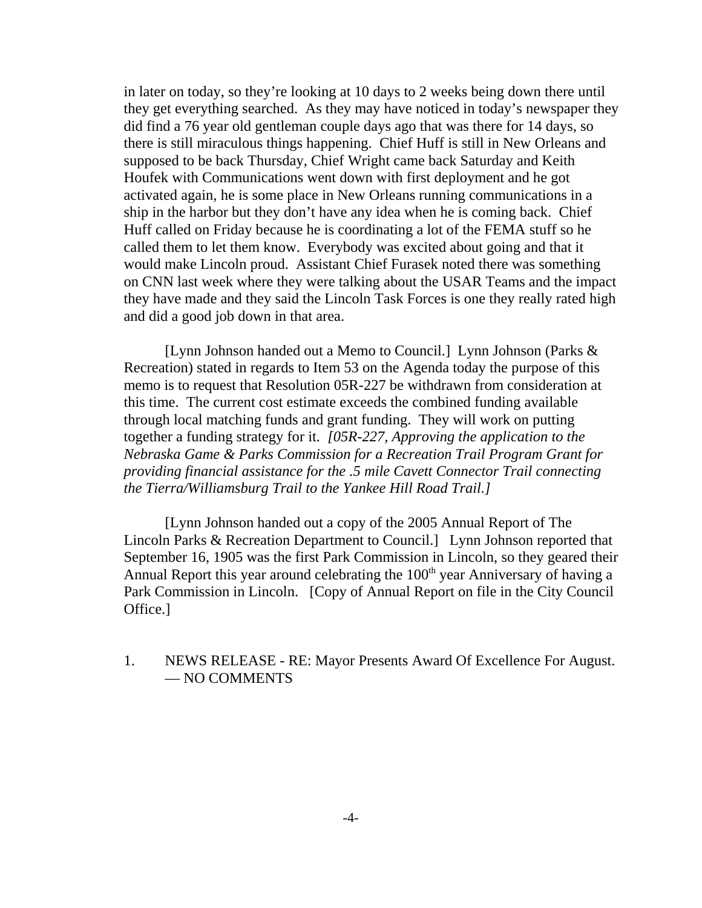in later on today, so they're looking at 10 days to 2 weeks being down there until they get everything searched. As they may have noticed in today's newspaper they did find a 76 year old gentleman couple days ago that was there for 14 days, so there is still miraculous things happening. Chief Huff is still in New Orleans and supposed to be back Thursday, Chief Wright came back Saturday and Keith Houfek with Communications went down with first deployment and he got activated again, he is some place in New Orleans running communications in a ship in the harbor but they don't have any idea when he is coming back. Chief Huff called on Friday because he is coordinating a lot of the FEMA stuff so he called them to let them know. Everybody was excited about going and that it would make Lincoln proud. Assistant Chief Furasek noted there was something on CNN last week where they were talking about the USAR Teams and the impact they have made and they said the Lincoln Task Forces is one they really rated high and did a good job down in that area.

[Lynn Johnson handed out a Memo to Council.] Lynn Johnson (Parks & Recreation) stated in regards to Item 53 on the Agenda today the purpose of this memo is to request that Resolution 05R-227 be withdrawn from consideration at this time. The current cost estimate exceeds the combined funding available through local matching funds and grant funding. They will work on putting together a funding strategy for it. *[05R-227, Approving the application to the Nebraska Game & Parks Commission for a Recreation Trail Program Grant for providing financial assistance for the .5 mile Cavett Connector Trail connecting the Tierra/Williamsburg Trail to the Yankee Hill Road Trail.]*

[Lynn Johnson handed out a copy of the 2005 Annual Report of The Lincoln Parks & Recreation Department to Council.] Lynn Johnson reported that September 16, 1905 was the first Park Commission in Lincoln, so they geared their Annual Report this year around celebrating the 100th year Anniversary of having a Park Commission in Lincoln. [Copy of Annual Report on file in the City Council Office.]

1. NEWS RELEASE - RE: Mayor Presents Award Of Excellence For August. — NO COMMENTS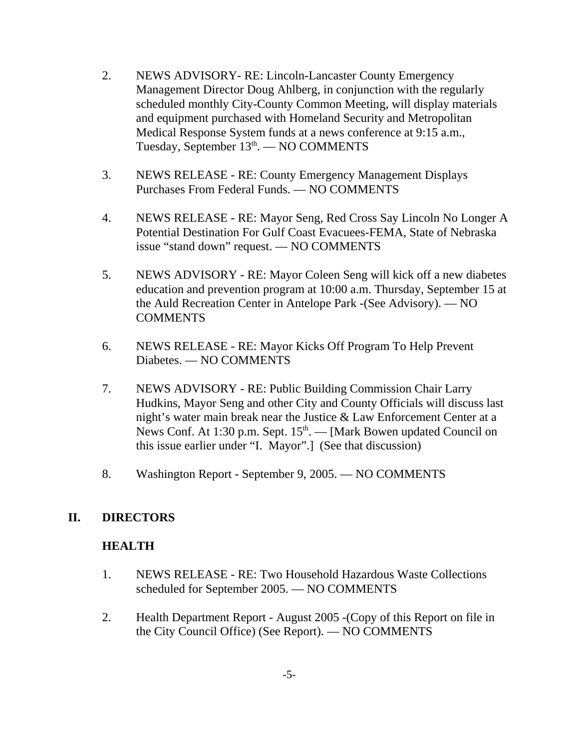2. NEWS ADVISORY- RE: Lincoln-Lancaster County Emergency Management Director Doug Ahlberg, in conjunction with the regularly scheduled monthly City-County Common Meeting, will display materials and equipment purchased with Homeland Security and Metropolitan Medical Response System funds at a news conference at 9:15 a.m., Tuesday, September 13th. — NO COMMENTS

3. NEWS RELEASE - RE: County Emergency Management Displays Purchases From Federal Funds. — NO COMMENTS

4. NEWS RELEASE - RE: Mayor Seng, Red Cross Say Lincoln No Longer A Potential Destination For Gulf Coast Evacuees-FEMA, State of Nebraska issue "stand down" request. — NO COMMENTS

5. NEWS ADVISORY - RE: Mayor Coleen Seng will kick off a new diabetes education and prevention program at 10:00 a.m. Thursday, September 15 at the Auld Recreation Center in Antelope Park -(See Advisory). — NO COMMENTS

6. NEWS RELEASE - RE: Mayor Kicks Off Program To Help Prevent Diabetes. — NO COMMENTS

7. NEWS ADVISORY - RE: Public Building Commission Chair Larry Hudkins, Mayor Seng and other City and County Officials will discuss last night's water main break near the Justice & Law Enforcement Center at a News Conf. At 1:30 p.m. Sept. 15th. — [Mark Bowen updated Council on this issue earlier under "I. Mayor".] (See that discussion)

8. Washington Report - September 9, 2005. — NO COMMENTS

## II. DIRECTORS

### HEALTH

1. NEWS RELEASE - RE: Two Household Hazardous Waste Collections scheduled for September 2005. — NO COMMENTS

2. Health Department Report - August 2005 -(Copy of this Report on file in the City Council Office) (See Report). — NO COMMENTS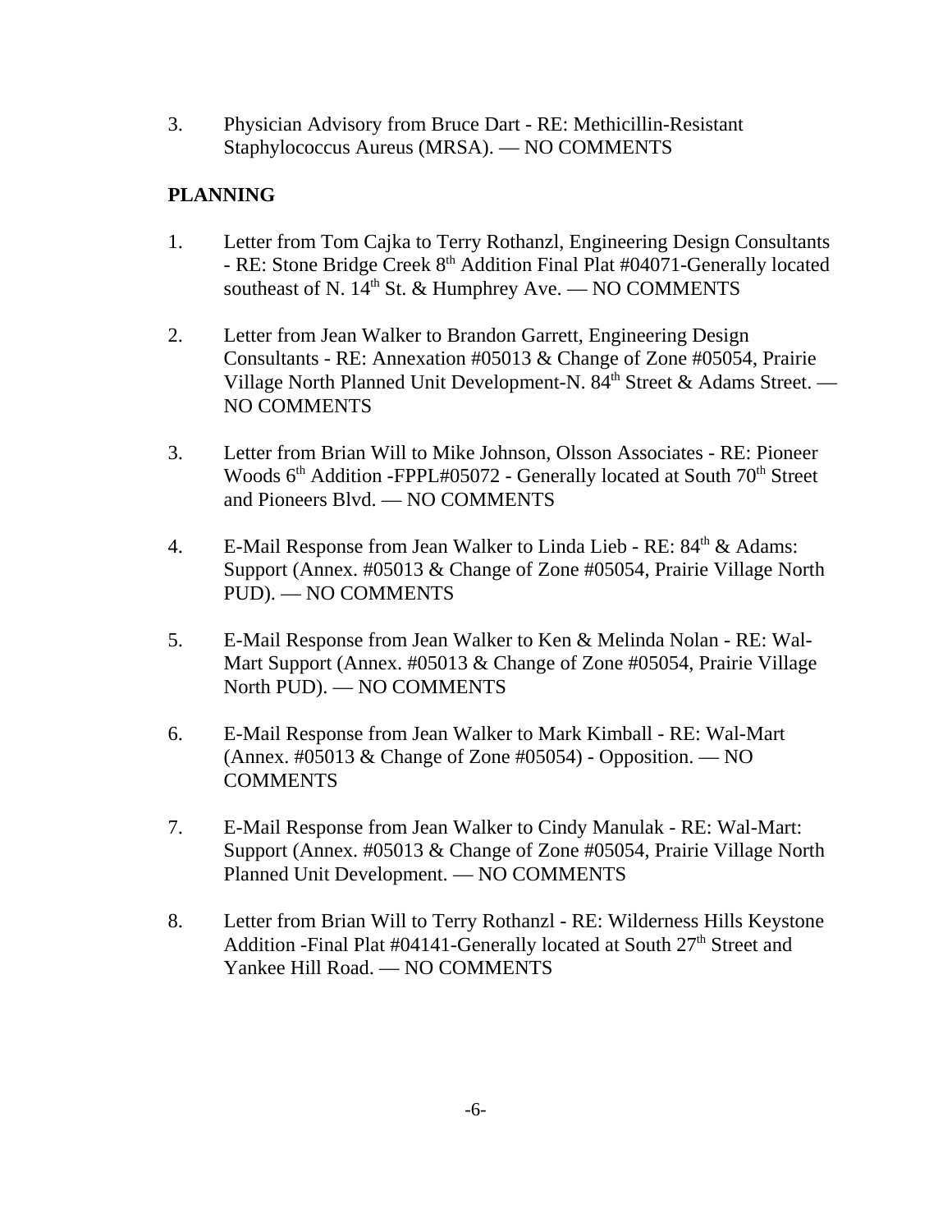3. Physician Advisory from Bruce Dart - RE: Methicillin-Resistant Staphylococcus Aureus (MRSA). — NO COMMENTS

**PLANNING**

1. Letter from Tom Cajka to Terry Rothanzl, Engineering Design Consultants - RE: Stone Bridge Creek 8th Addition Final Plat #04071-Generally located southeast of N. 14th St. & Humphrey Ave. — NO COMMENTS

2. Letter from Jean Walker to Brandon Garrett, Engineering Design Consultants - RE: Annexation #05013 & Change of Zone #05054, Prairie Village North Planned Unit Development-N. 84th Street & Adams Street. — NO COMMENTS

3. Letter from Brian Will to Mike Johnson, Olsson Associates - RE: Pioneer Woods 6th Addition -FPPL#05072 - Generally located at South 70th Street and Pioneers Blvd. — NO COMMENTS

4. E-Mail Response from Jean Walker to Linda Lieb - RE: 84th & Adams: Support (Annex. #05013 & Change of Zone #05054, Prairie Village North PUD). — NO COMMENTS

5. E-Mail Response from Jean Walker to Ken & Melinda Nolan - RE: Wal-Mart Support (Annex. #05013 & Change of Zone #05054, Prairie Village North PUD). — NO COMMENTS

6. E-Mail Response from Jean Walker to Mark Kimball - RE: Wal-Mart (Annex. #05013 & Change of Zone #05054) - Opposition. — NO COMMENTS

7. E-Mail Response from Jean Walker to Cindy Manulak - RE: Wal-Mart: Support (Annex. #05013 & Change of Zone #05054, Prairie Village North Planned Unit Development. — NO COMMENTS

8. Letter from Brian Will to Terry Rothanzl - RE: Wilderness Hills Keystone Addition -Final Plat #04141-Generally located at South 27th Street and Yankee Hill Road. — NO COMMENTS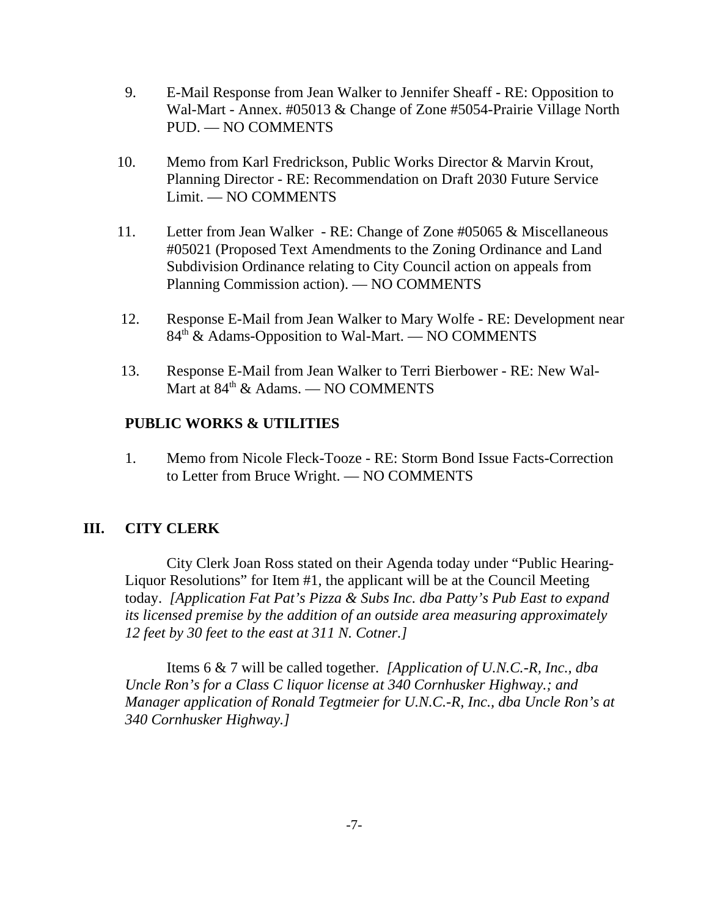9. E-Mail Response from Jean Walker to Jennifer Sheaff - RE: Opposition to Wal-Mart - Annex. #05013 & Change of Zone #5054-Prairie Village North PUD. — NO COMMENTS

10. Memo from Karl Fredrickson, Public Works Director & Marvin Krout, Planning Director - RE: Recommendation on Draft 2030 Future Service Limit. — NO COMMENTS

11. Letter from Jean Walker - RE: Change of Zone #05065 & Miscellaneous #05021 (Proposed Text Amendments to the Zoning Ordinance and Land Subdivision Ordinance relating to City Council action on appeals from Planning Commission action). — NO COMMENTS

12. Response E-Mail from Jean Walker to Mary Wolfe - RE: Development near 84th & Adams-Opposition to Wal-Mart. — NO COMMENTS

13. Response E-Mail from Jean Walker to Terri Bierbower - RE: New Wal-Mart at 84th & Adams. — NO COMMENTS

**PUBLIC WORKS & UTILITIES**

1. Memo from Nicole Fleck-Tooze - RE: Storm Bond Issue Facts-Correction to Letter from Bruce Wright. — NO COMMENTS

## III. CITY CLERK

City Clerk Joan Ross stated on their Agenda today under "Public Hearing-Liquor Resolutions" for Item #1, the applicant will be at the Council Meeting today. *[Application Fat Pat's Pizza & Subs Inc. dba Patty's Pub East to expand its licensed premise by the addition of an outside area measuring approximately 12 feet by 30 feet to the east at 311 N. Cotner.]*

Items 6 & 7 will be called together. *[Application of U.N.C.-R, Inc., dba Uncle Ron's for a Class C liquor license at 340 Cornhusker Highway.; and Manager application of Ronald Tegtmeier for U.N.C.-R, Inc., dba Uncle Ron's at 340 Cornhusker Highway.]*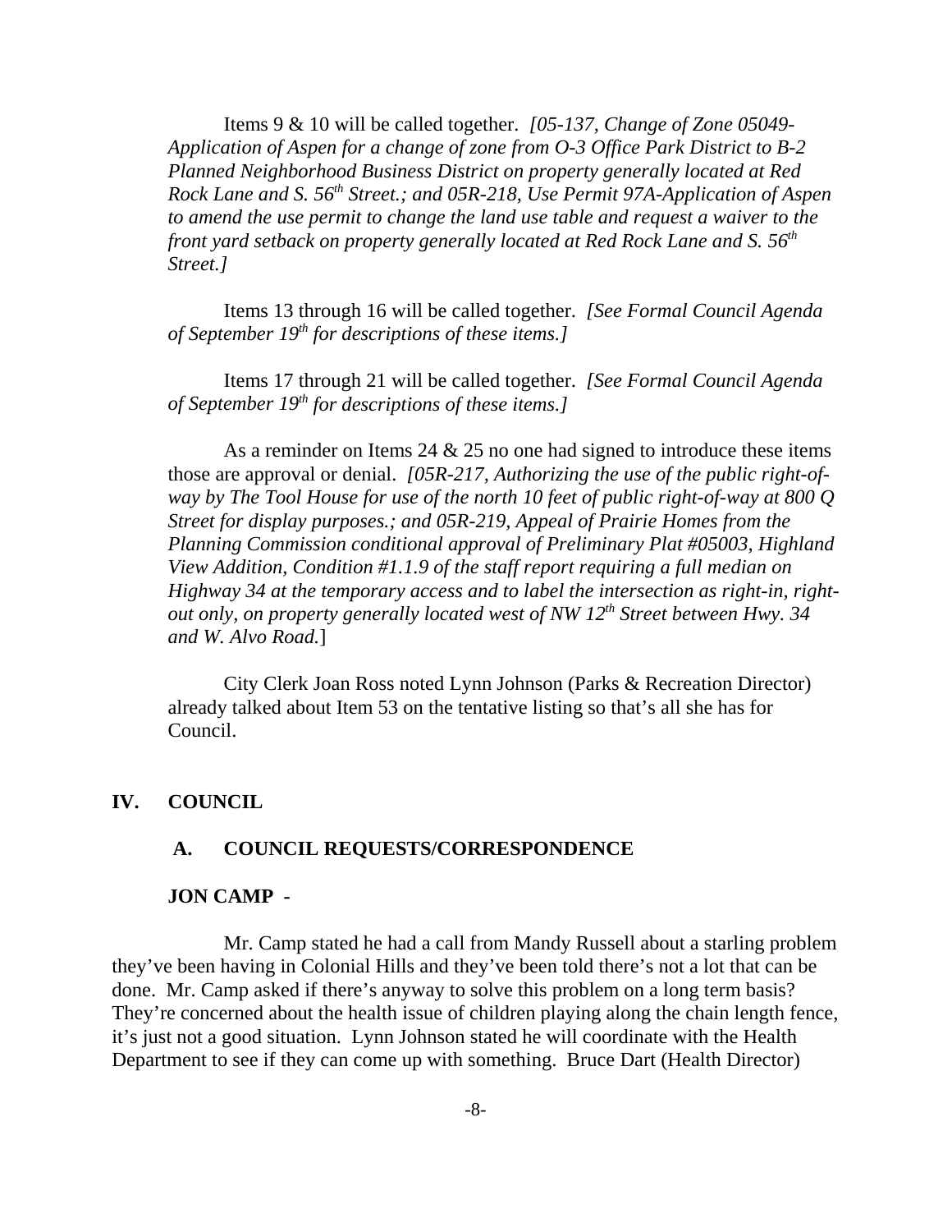Items 9 & 10 will be called together. *[05-137, Change of Zone 05049-Application of Aspen for a change of zone from O-3 Office Park District to B-2 Planned Neighborhood Business District on property generally located at Red Rock Lane and S. 56th Street.; and 05R-218, Use Permit 97A-Application of Aspen to amend the use permit to change the land use table and request a waiver to the front yard setback on property generally located at Red Rock Lane and S. 56th Street.]*

Items 13 through 16 will be called together. *[See Formal Council Agenda of September 19th for descriptions of these items.]*

Items 17 through 21 will be called together. *[See Formal Council Agenda of September 19th for descriptions of these items.]*

As a reminder on Items 24 & 25 no one had signed to introduce these items those are approval or denial. *[05R-217, Authorizing the use of the public right-of-way by The Tool House for use of the north 10 feet of public right-of-way at 800 Q Street for display purposes.; and 05R-219, Appeal of Prairie Homes from the Planning Commission conditional approval of Preliminary Plat #05003, Highland View Addition, Condition #1.1.9 of the staff report requiring a full median on Highway 34 at the temporary access and to label the intersection as right-in, right-out only, on property generally located west of NW 12th Street between Hwy. 34 and W. Alvo Road.*]

City Clerk Joan Ross noted Lynn Johnson (Parks & Recreation Director) already talked about Item 53 on the tentative listing so that's all she has for Council.

## IV. COUNCIL

### A. COUNCIL REQUESTS/CORRESPONDENCE

**JON CAMP -**

Mr. Camp stated he had a call from Mandy Russell about a starling problem they've been having in Colonial Hills and they've been told there's not a lot that can be done. Mr. Camp asked if there's anyway to solve this problem on a long term basis? They're concerned about the health issue of children playing along the chain length fence, it's just not a good situation. Lynn Johnson stated he will coordinate with the Health Department to see if they can come up with something. Bruce Dart (Health Director)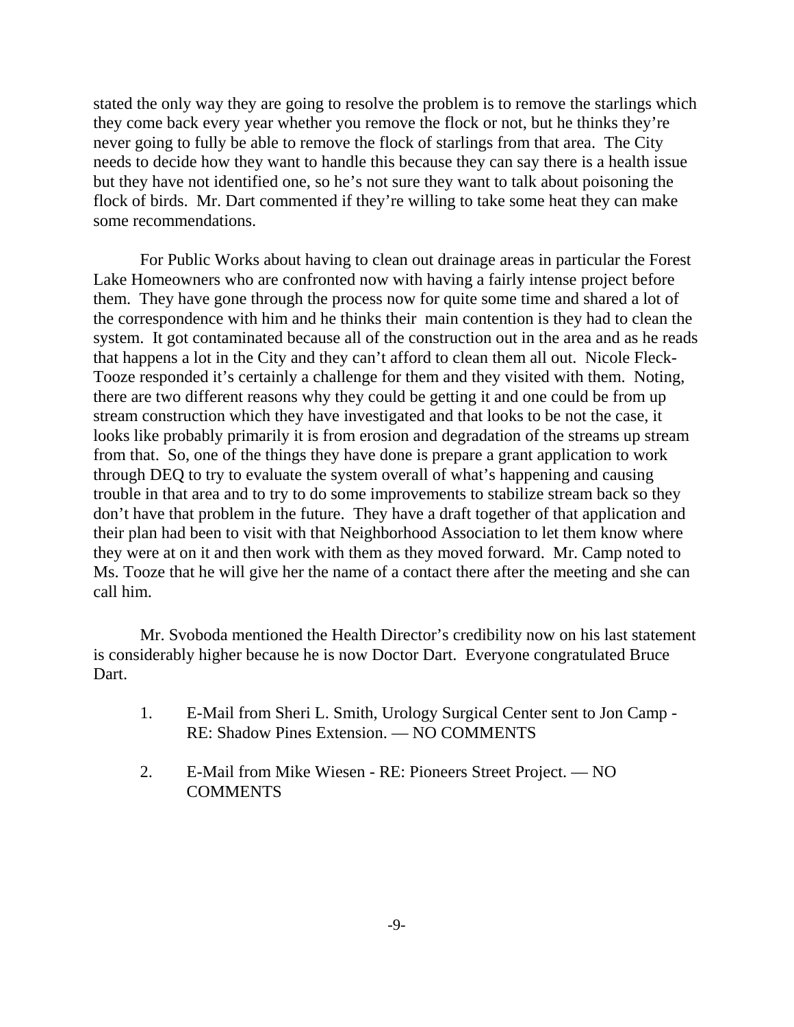stated the only way they are going to resolve the problem is to remove the starlings which they come back every year whether you remove the flock or not, but he thinks they're never going to fully be able to remove the flock of starlings from that area. The City needs to decide how they want to handle this because they can say there is a health issue but they have not identified one, so he's not sure they want to talk about poisoning the flock of birds. Mr. Dart commented if they're willing to take some heat they can make some recommendations.

For Public Works about having to clean out drainage areas in particular the Forest Lake Homeowners who are confronted now with having a fairly intense project before them. They have gone through the process now for quite some time and shared a lot of the correspondence with him and he thinks their main contention is they had to clean the system. It got contaminated because all of the construction out in the area and as he reads that happens a lot in the City and they can't afford to clean them all out. Nicole Fleck-Tooze responded it's certainly a challenge for them and they visited with them. Noting, there are two different reasons why they could be getting it and one could be from up stream construction which they have investigated and that looks to be not the case, it looks like probably primarily it is from erosion and degradation of the streams up stream from that. So, one of the things they have done is prepare a grant application to work through DEQ to try to evaluate the system overall of what's happening and causing trouble in that area and to try to do some improvements to stabilize stream back so they don't have that problem in the future. They have a draft together of that application and their plan had been to visit with that Neighborhood Association to let them know where they were at on it and then work with them as they moved forward. Mr. Camp noted to Ms. Tooze that he will give her the name of a contact there after the meeting and she can call him.

Mr. Svoboda mentioned the Health Director's credibility now on his last statement is considerably higher because he is now Doctor Dart. Everyone congratulated Bruce Dart.

1. E-Mail from Sheri L. Smith, Urology Surgical Center sent to Jon Camp - RE: Shadow Pines Extension. — NO COMMENTS

2. E-Mail from Mike Wiesen - RE: Pioneers Street Project. — NO COMMENTS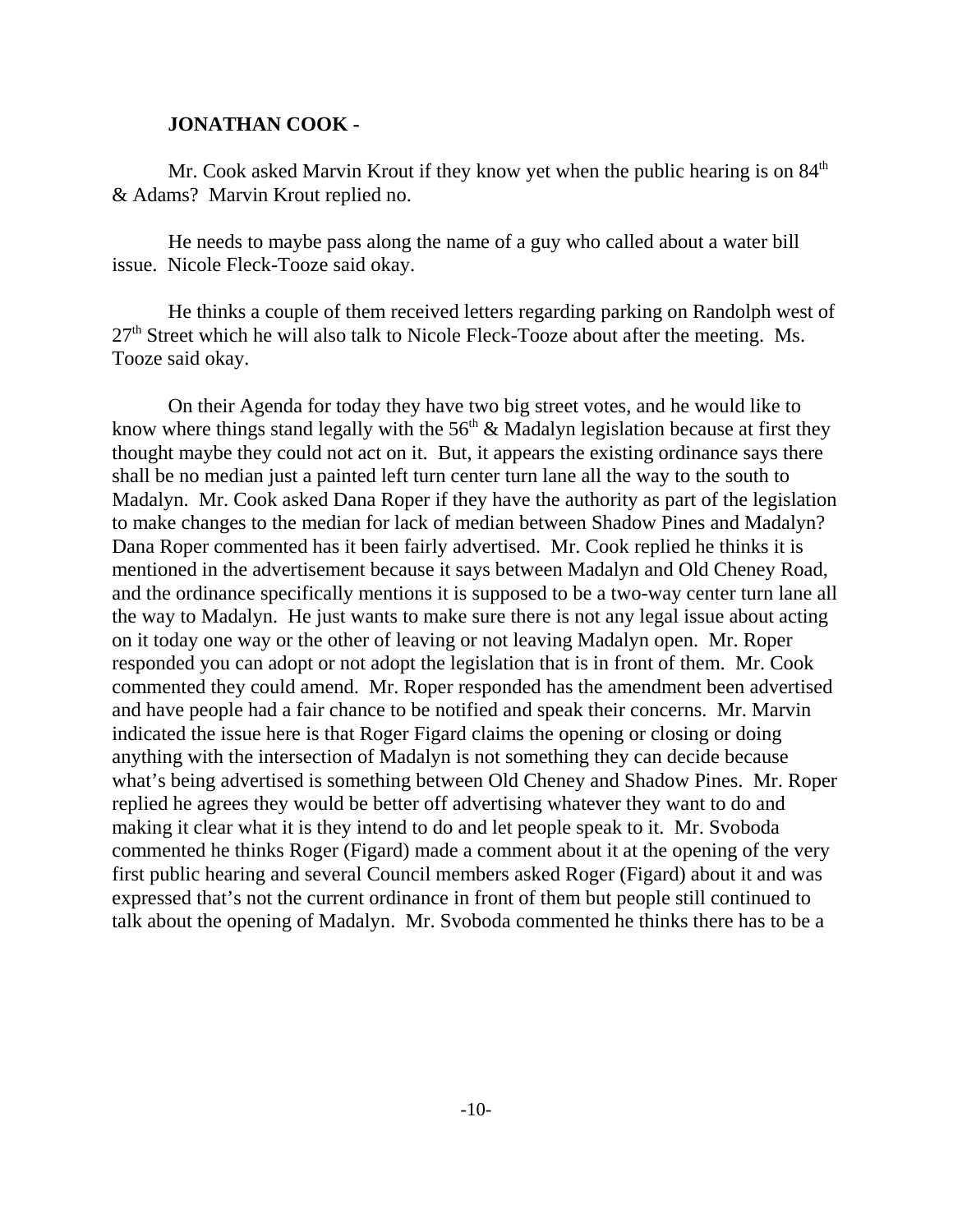**JONATHAN COOK -**

Mr. Cook asked Marvin Krout if they know yet when the public hearing is on 84th & Adams? Marvin Krout replied no.

He needs to maybe pass along the name of a guy who called about a water bill issue. Nicole Fleck-Tooze said okay.

He thinks a couple of them received letters regarding parking on Randolph west of 27th Street which he will also talk to Nicole Fleck-Tooze about after the meeting. Ms. Tooze said okay.

On their Agenda for today they have two big street votes, and he would like to know where things stand legally with the 56th & Madalyn legislation because at first they thought maybe they could not act on it. But, it appears the existing ordinance says there shall be no median just a painted left turn center turn lane all the way to the south to Madalyn. Mr. Cook asked Dana Roper if they have the authority as part of the legislation to make changes to the median for lack of median between Shadow Pines and Madalyn? Dana Roper commented has it been fairly advertised. Mr. Cook replied he thinks it is mentioned in the advertisement because it says between Madalyn and Old Cheney Road, and the ordinance specifically mentions it is supposed to be a two-way center turn lane all the way to Madalyn. He just wants to make sure there is not any legal issue about acting on it today one way or the other of leaving or not leaving Madalyn open. Mr. Roper responded you can adopt or not adopt the legislation that is in front of them. Mr. Cook commented they could amend. Mr. Roper responded has the amendment been advertised and have people had a fair chance to be notified and speak their concerns. Mr. Marvin indicated the issue here is that Roger Figard claims the opening or closing or doing anything with the intersection of Madalyn is not something they can decide because what's being advertised is something between Old Cheney and Shadow Pines. Mr. Roper replied he agrees they would be better off advertising whatever they want to do and making it clear what it is they intend to do and let people speak to it. Mr. Svoboda commented he thinks Roger (Figard) made a comment about it at the opening of the very first public hearing and several Council members asked Roger (Figard) about it and was expressed that's not the current ordinance in front of them but people still continued to talk about the opening of Madalyn. Mr. Svoboda commented he thinks there has to be a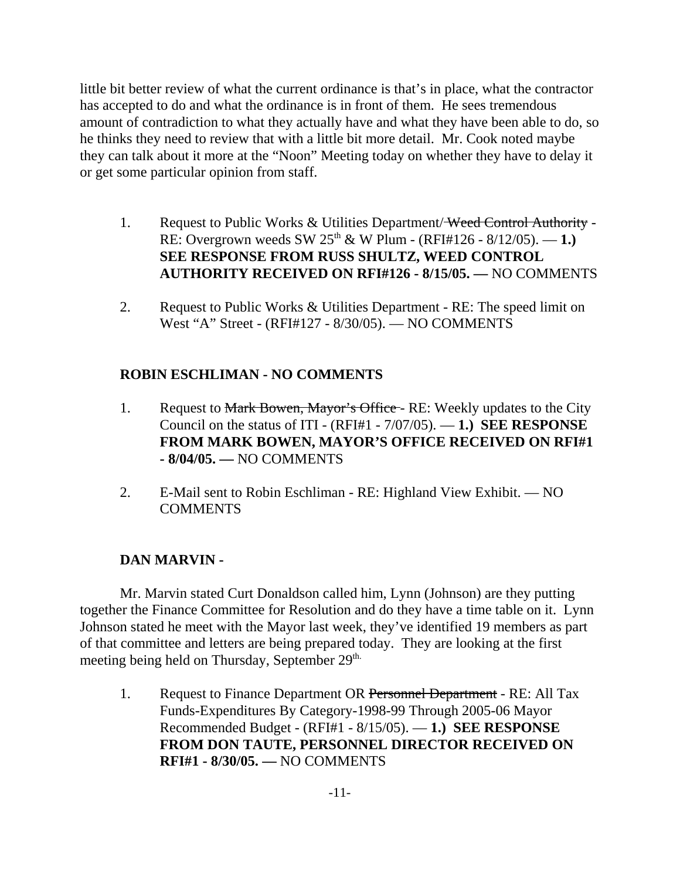little bit better review of what the current ordinance is that's in place, what the contractor has accepted to do and what the ordinance is in front of them. He sees tremendous amount of contradiction to what they actually have and what they have been able to do, so he thinks they need to review that with a little bit more detail. Mr. Cook noted maybe they can talk about it more at the "Noon" Meeting today on whether they have to delay it or get some particular opinion from staff.

1. Request to Public Works & Utilities Department/ ~~Weed Control Authority~~ - RE: Overgrown weeds SW 25th & W Plum - (RFI#126 - 8/12/05). — **1.) SEE RESPONSE FROM RUSS SHULTZ, WEED CONTROL AUTHORITY RECEIVED ON RFI#126 - 8/15/05. —** NO COMMENTS

2. Request to Public Works & Utilities Department - RE: The speed limit on West "A" Street - (RFI#127 - 8/30/05). — NO COMMENTS

**ROBIN ESCHLIMAN - NO COMMENTS**

1. Request to ~~Mark Bowen, Mayor's Office~~ - RE: Weekly updates to the City Council on the status of ITI - (RFI#1 - 7/07/05). — **1.) SEE RESPONSE FROM MARK BOWEN, MAYOR'S OFFICE RECEIVED ON RFI#1 - 8/04/05. —** NO COMMENTS

2. E-Mail sent to Robin Eschliman - RE: Highland View Exhibit. — NO COMMENTS

**DAN MARVIN -**

Mr. Marvin stated Curt Donaldson called him, Lynn (Johnson) are they putting together the Finance Committee for Resolution and do they have a time table on it. Lynn Johnson stated he meet with the Mayor last week, they've identified 19 members as part of that committee and letters are being prepared today. They are looking at the first meeting being held on Thursday, September 29th.

1. Request to Finance Department OR ~~Personnel Department~~ - RE: All Tax Funds-Expenditures By Category-1998-99 Through 2005-06 Mayor Recommended Budget - (RFI#1 - 8/15/05). — **1.) SEE RESPONSE FROM DON TAUTE, PERSONNEL DIRECTOR RECEIVED ON RFI#1 - 8/30/05. —** NO COMMENTS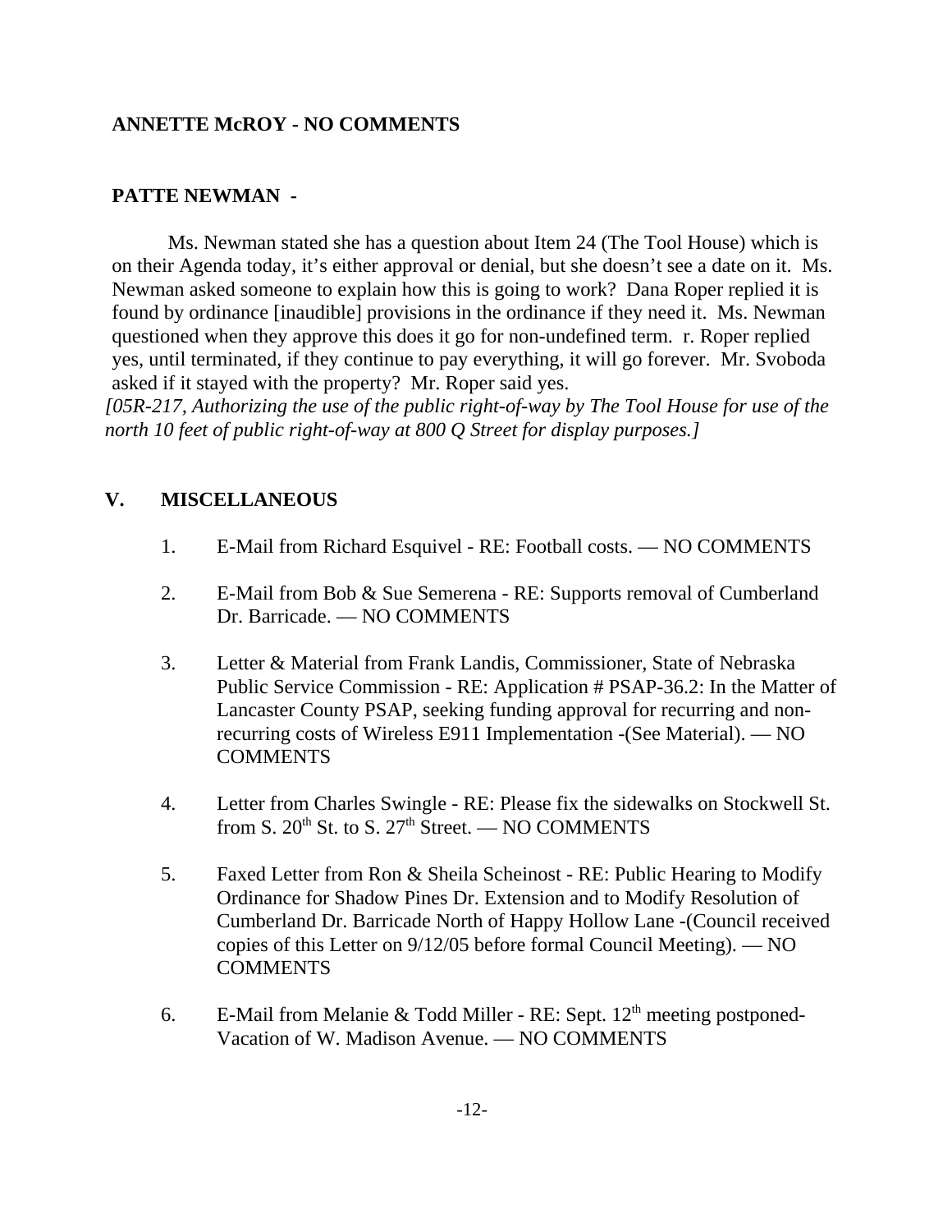**ANNETTE McROY - NO COMMENTS**

**PATTE NEWMAN -**

Ms. Newman stated she has a question about Item 24 (The Tool House) which is on their Agenda today, it's either approval or denial, but she doesn't see a date on it. Ms. Newman asked someone to explain how this is going to work? Dana Roper replied it is found by ordinance [inaudible] provisions in the ordinance if they need it. Ms. Newman questioned when they approve this does it go for non-undefined term. r. Roper replied yes, until terminated, if they continue to pay everything, it will go forever. Mr. Svoboda asked if it stayed with the property? Mr. Roper said yes.

*[05R-217, Authorizing the use of the public right-of-way by The Tool House for use of the north 10 feet of public right-of-way at 800 Q Street for display purposes.]*

## V. MISCELLANEOUS

1. E-Mail from Richard Esquivel - RE: Football costs. — NO COMMENTS

2. E-Mail from Bob & Sue Semerena - RE: Supports removal of Cumberland Dr. Barricade. — NO COMMENTS

3. Letter & Material from Frank Landis, Commissioner, State of Nebraska Public Service Commission - RE: Application # PSAP-36.2: In the Matter of Lancaster County PSAP, seeking funding approval for recurring and non-recurring costs of Wireless E911 Implementation -(See Material). — NO COMMENTS

4. Letter from Charles Swingle - RE: Please fix the sidewalks on Stockwell St. from S. 20th St. to S. 27th Street. — NO COMMENTS

5. Faxed Letter from Ron & Sheila Scheinost - RE: Public Hearing to Modify Ordinance for Shadow Pines Dr. Extension and to Modify Resolution of Cumberland Dr. Barricade North of Happy Hollow Lane -(Council received copies of this Letter on 9/12/05 before formal Council Meeting). — NO COMMENTS

6. E-Mail from Melanie & Todd Miller - RE: Sept. 12th meeting postponed- Vacation of W. Madison Avenue. — NO COMMENTS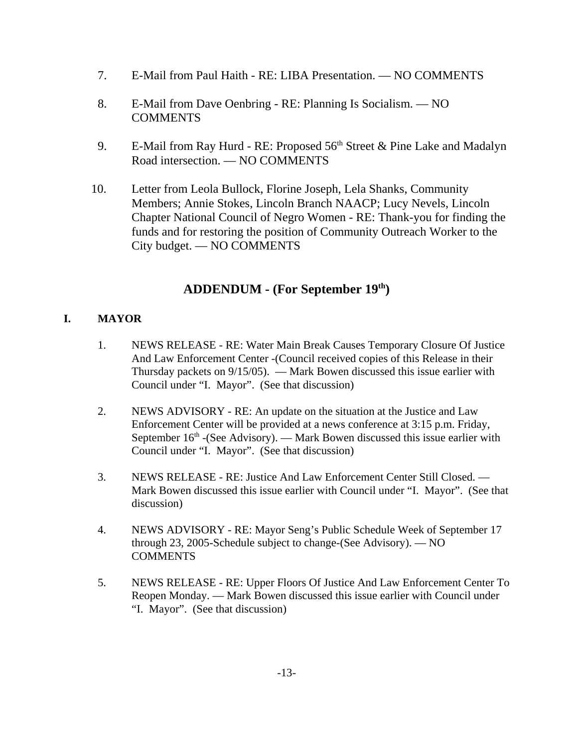7. E-Mail from Paul Haith - RE: LIBA Presentation. — NO COMMENTS

8. E-Mail from Dave Oenbring - RE: Planning Is Socialism. — NO COMMENTS

9. E-Mail from Ray Hurd - RE: Proposed 56th Street & Pine Lake and Madalyn Road intersection. — NO COMMENTS

10. Letter from Leola Bullock, Florine Joseph, Lela Shanks, Community Members; Annie Stokes, Lincoln Branch NAACP; Lucy Nevels, Lincoln Chapter National Council of Negro Women - RE: Thank-you for finding the funds and for restoring the position of Community Outreach Worker to the City budget. — NO COMMENTS

## ADDENDUM - (For September 19th)

**I. MAYOR**

1. NEWS RELEASE - RE: Water Main Break Causes Temporary Closure Of Justice And Law Enforcement Center -(Council received copies of this Release in their Thursday packets on 9/15/05). — Mark Bowen discussed this issue earlier with Council under "I. Mayor". (See that discussion)

2. NEWS ADVISORY - RE: An update on the situation at the Justice and Law Enforcement Center will be provided at a news conference at 3:15 p.m. Friday, September 16th -(See Advisory). — Mark Bowen discussed this issue earlier with Council under "I. Mayor". (See that discussion)

3. NEWS RELEASE - RE: Justice And Law Enforcement Center Still Closed. — Mark Bowen discussed this issue earlier with Council under "I. Mayor". (See that discussion)

4. NEWS ADVISORY - RE: Mayor Seng's Public Schedule Week of September 17 through 23, 2005-Schedule subject to change-(See Advisory). — NO COMMENTS

5. NEWS RELEASE - RE: Upper Floors Of Justice And Law Enforcement Center To Reopen Monday. — Mark Bowen discussed this issue earlier with Council under "I. Mayor". (See that discussion)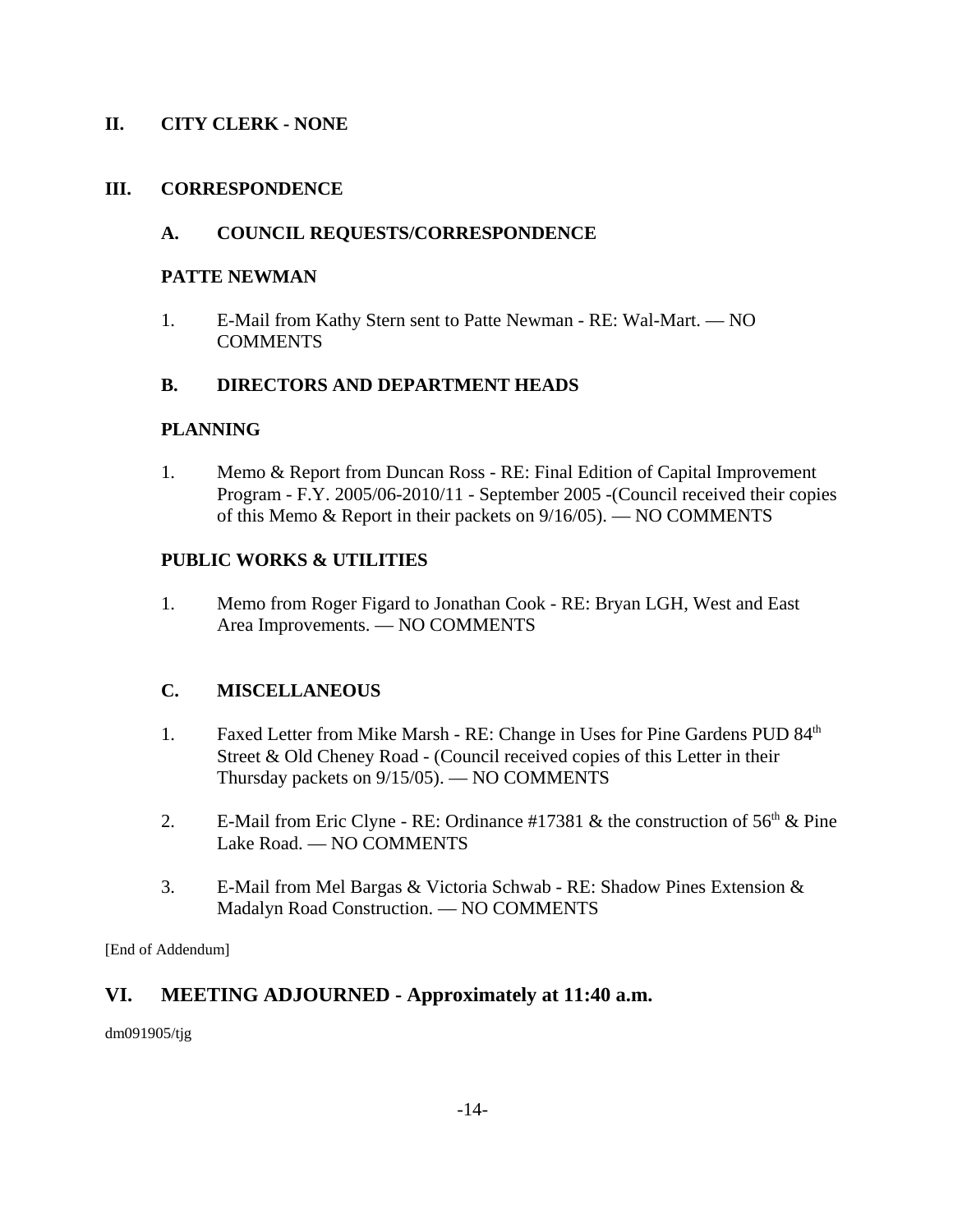## II. CITY CLERK - NONE

## III. CORRESPONDENCE

### A. COUNCIL REQUESTS/CORRESPONDENCE

**PATTE NEWMAN**

1. E-Mail from Kathy Stern sent to Patte Newman - RE: Wal-Mart. — NO COMMENTS

### B. DIRECTORS AND DEPARTMENT HEADS

**PLANNING**

1. Memo & Report from Duncan Ross - RE: Final Edition of Capital Improvement Program - F.Y. 2005/06-2010/11 - September 2005 -(Council received their copies of this Memo & Report in their packets on 9/16/05). — NO COMMENTS

**PUBLIC WORKS & UTILITIES**

1. Memo from Roger Figard to Jonathan Cook - RE: Bryan LGH, West and East Area Improvements. — NO COMMENTS

### C. MISCELLANEOUS

1. Faxed Letter from Mike Marsh - RE: Change in Uses for Pine Gardens PUD 84th Street & Old Cheney Road - (Council received copies of this Letter in their Thursday packets on 9/15/05). — NO COMMENTS

2. E-Mail from Eric Clyne - RE: Ordinance #17381 & the construction of 56th & Pine Lake Road. — NO COMMENTS

3. E-Mail from Mel Bargas & Victoria Schwab - RE: Shadow Pines Extension & Madalyn Road Construction. — NO COMMENTS

[End of Addendum]

## VI. MEETING ADJOURNED - Approximately at 11:40 a.m.

dm091905/tjg